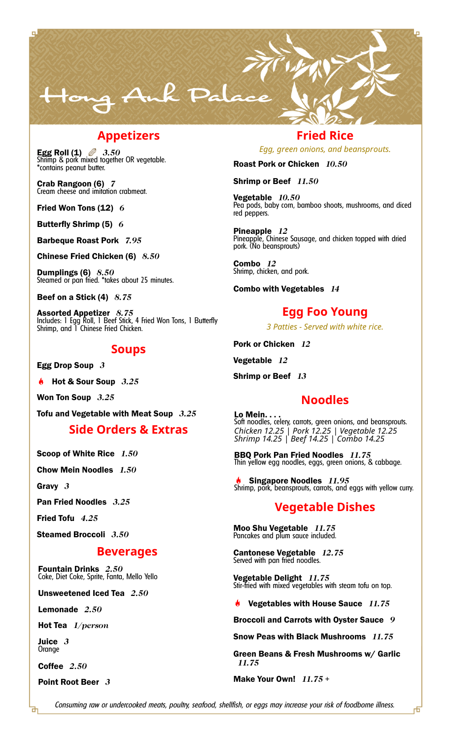# Hong Ank Palace

## Appetizers

**Egg Roll (1)** *3.50*
Shrimp & pork mixed together OR vegetable.
*contains peanut butter.

**Crab Rangoon (6)** *7*
Cream cheese and imitation crabmeat.

**Fried Won Tons (12)** *6*

**Butterfly Shrimp (5)** *6*

**Barbeque Roast Pork** *7.95*

**Chinese Fried Chicken (6)** *8.50*

**Dumplings (6)** *8.50*
Steamed or pan fried. *takes about 25 minutes.

**Beef on a Stick (4)** *8.75*

**Assorted Appetizer** *8.75*
Includes: 1 Egg Roll, 1 Beef Stick, 4 Fried Won Tons, 1 Butterfly Shrimp, and 1 Chinese Fried Chicken.

## Soups

**Egg Drop Soup** *3*

**Hot & Sour Soup** *3.25*

**Won Ton Soup** *3.25*

**Tofu and Vegetable with Meat Soup** *3.25*

## Side Orders & Extras

**Scoop of White Rice** *1.50*

**Chow Mein Noodles** *1.50*

**Gravy** *3*

**Pan Fried Noodles** *3.25*

**Fried Tofu** *4.25*

**Steamed Broccoli** *3.50*

## Beverages

**Fountain Drinks** *2.50*
Coke, Diet Coke, Sprite, Fanta, Mello Yello

**Unsweetened Iced Tea** *2.50*

**Lemonade** *2.50*

**Hot Tea** *1/person*

**Juice** *3*
Orange

**Coffee** *2.50*

**Point Root Beer** *3*

## Fried Rice

*Egg, green onions, and beansprouts.*

**Roast Pork or Chicken** *10.50*

**Shrimp or Beef** *11.50*

**Vegetable** *10.50*
Pea pods, baby corn, bamboo shoots, mushrooms, and diced red peppers.

**Pineapple** *12*
Pineapple, Chinese Sausage, and chicken topped with dried pork. (No beansprouts)

**Combo** *12*
Shrimp, chicken, and pork.

**Combo with Vegetables** *14*

## Egg Foo Young

*3 Patties - Served with white rice.*

**Pork or Chicken** *12*

**Vegetable** *12*

**Shrimp or Beef** *13*

## Noodles

**Lo Mein. . . .**
Soft noodles, celery, carrots, green onions, and beansprouts.
*Chicken 12.25 | Pork 12.25 | Vegetable 12.25*
*Shrimp 14.25 | Beef 14.25 | Combo 14.25*

**BBQ Pork Pan Fried Noodles** *11.75*
Thin yellow egg noodles, eggs, green onions, & cabbage.

**Singapore Noodles** *11.95*
Shrimp, pork, beansprouts, carrots, and eggs with yellow curry.

## Vegetable Dishes

**Moo Shu Vegetable** *11.75*
Pancakes and plum sauce included.

**Cantonese Vegetable** *12.75*
Served with pan fried noodles.

**Vegetable Delight** *11.75*
Stir-fried with mixed vegetables with steam tofu on top.

**Vegetables with House Sauce** *11.75*

**Broccoli and Carrots with Oyster Sauce** *9*

**Snow Peas with Black Mushrooms** *11.75*

**Green Beans & Fresh Mushrooms w/ Garlic** *11.75*

**Make Your Own!** *11.75 +*

*Consuming raw or undercooked meats, poultry, seafood, shellfish, or eggs may increase your risk of foodborne illness.*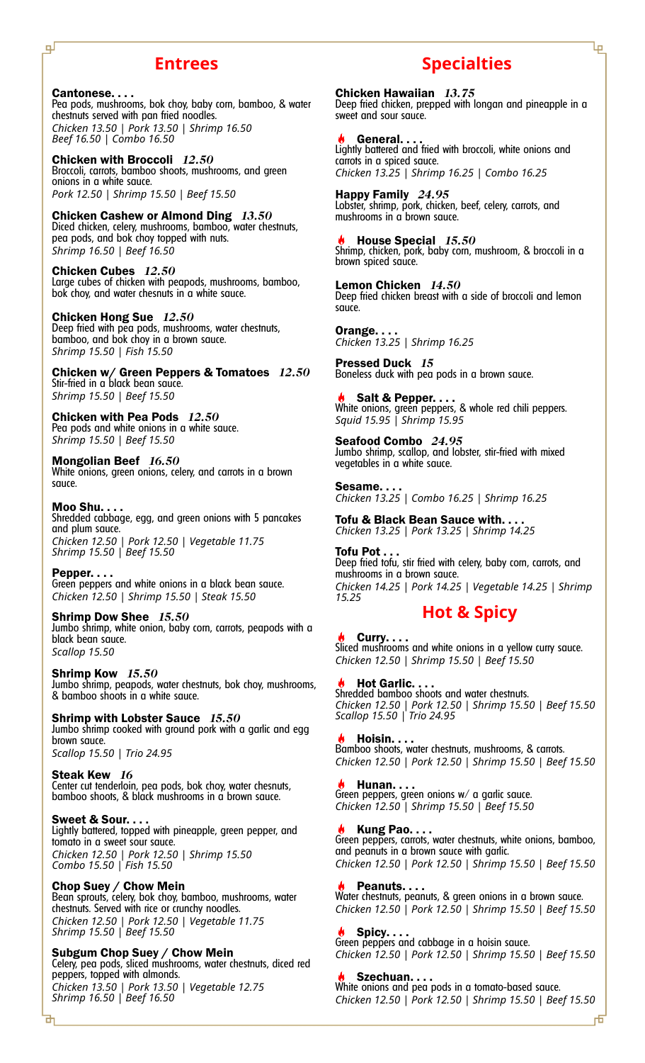## Entrees

**Cantonese. . . .**
Pea pods, mushrooms, bok choy, baby corn, bamboo, & water chestnuts served with pan fried noodles.
*Chicken 13.50 | Pork 13.50 | Shrimp 16.50*
*Beef 16.50 | Combo 16.50*

**Chicken with Broccoli** ***12.50***
Broccoli, carrots, bamboo shoots, mushrooms, and green onions in a white sauce.
*Pork 12.50 | Shrimp 15.50 | Beef 15.50*

**Chicken Cashew or Almond Ding** ***13.50***
Diced chicken, celery, mushrooms, bamboo, water chestnuts, pea pods, and bok choy topped with nuts.
*Shrimp 16.50 | Beef 16.50*

**Chicken Cubes** ***12.50***
Large cubes of chicken with peapods, mushrooms, bamboo, bok choy, and water chesnuts in a white sauce.

**Chicken Hong Sue** ***12.50***
Deep fried with pea pods, mushrooms, water chestnuts, bamboo, and bok choy in a brown sauce.
*Shrimp 15.50 | Fish 15.50*

**Chicken w/ Green Peppers & Tomatoes** ***12.50***
Stir-fried in a black bean sauce.
*Shrimp 15.50 | Beef 15.50*

**Chicken with Pea Pods** ***12.50***
Pea pods and white onions in a white sauce.
*Shrimp 15.50 | Beef 15.50*

**Mongolian Beef** ***16.50***
White onions, green onions, celery, and carrots in a brown sauce.

**Moo Shu. . . .**
Shredded cabbage, egg, and green onions with 5 pancakes and plum sauce.
*Chicken 12.50 | Pork 12.50 | Vegetable 11.75*
*Shrimp 15.50 | Beef 15.50*

**Pepper. . . .**
Green peppers and white onions in a black bean sauce.
*Chicken 12.50 | Shrimp 15.50 | Steak 15.50*

**Shrimp Dow Shee** ***15.50***
Jumbo shrimp, white onion, baby corn, carrots, peapods with a black bean sauce.
*Scallop 15.50*

**Shrimp Kow** ***15.50***
Jumbo shrimp, peapods, water chestnuts, bok choy, mushrooms, & bamboo shoots in a white sauce.

**Shrimp with Lobster Sauce** ***15.50***
Jumbo shrimp cooked with ground pork with a garlic and egg brown sauce.
*Scallop 15.50 | Trio 24.95*

**Steak Kew** ***16***
Center cut tenderloin, pea pods, bok choy, water chesnuts, bamboo shoots, & black mushrooms in a brown sauce.

**Sweet & Sour. . . .**
Lightly battered, topped with pineapple, green pepper, and tomato in a sweet sour sauce.
*Chicken 12.50 | Pork 12.50 | Shrimp 15.50*
*Combo 15.50 | Fish 15.50*

**Chop Suey / Chow Mein**
Bean sprouts, celery, bok choy, bamboo, mushrooms, water chestnuts. Served with rice or crunchy noodles.
*Chicken 12.50 | Pork 12.50 | Vegetable 11.75*
*Shrimp 15.50 | Beef 15.50*

**Subgum Chop Suey / Chow Mein**
Celery, pea pods, sliced mushrooms, water chestnuts, diced red peppers, topped with almonds.
*Chicken 13.50 | Pork 13.50 | Vegetable 12.75*
*Shrimp 16.50 | Beef 16.50*

## Specialties

**Chicken Hawaiian** ***13.75***
Deep fried chicken, prepped with longan and pineapple in a sweet and sour sauce.

**General. . . .**
Lightly battered and fried with broccoli, white onions and carrots in a spiced sauce.
*Chicken 13.25 | Shrimp 16.25 | Combo 16.25*

**Happy Family** ***24.95***
Lobster, shrimp, pork, chicken, beef, celery, carrots, and mushrooms in a brown sauce.

**House Special** ***15.50***
Shrimp, chicken, pork, baby corn, mushroom, & broccoli in a brown spiced sauce.

**Lemon Chicken** ***14.50***
Deep fried chicken breast with a side of broccoli and lemon sauce.

**Orange. . . .**
*Chicken 13.25 | Shrimp 16.25*

**Pressed Duck** ***15***
Boneless duck with pea pods in a brown sauce.

**Salt & Pepper. . . .**
White onions, green peppers, & whole red chili peppers.
*Squid 15.95 | Shrimp 15.95*

**Seafood Combo** ***24.95***
Jumbo shrimp, scallop, and lobster, stir-fried with mixed vegetables in a white sauce.

**Sesame. . . .**
*Chicken 13.25 | Combo 16.25 | Shrimp 16.25*

**Tofu & Black Bean Sauce with. . . .**
*Chicken 13.25 | Pork 13.25 | Shrimp 14.25*

**Tofu Pot . . .**
Deep fried tofu, stir fried with celery, baby corn, carrots, and mushrooms in a brown sauce.
*Chicken 14.25 | Pork 14.25 | Vegetable 14.25 | Shrimp 15.25*

## Hot & Spicy

**Curry. . . .**
Sliced mushrooms and white onions in a yellow curry sauce.
*Chicken 12.50 | Shrimp 15.50 | Beef 15.50*

**Hot Garlic. . . .**
Shredded bamboo shoots and water chestnuts.
*Chicken 12.50 | Pork 12.50 | Shrimp 15.50 | Beef 15.50*
*Scallop 15.50 | Trio 24.95*

**Hoisin. . . .**
Bamboo shoots, water chestnuts, mushrooms, & carrots.
*Chicken 12.50 | Pork 12.50 | Shrimp 15.50 | Beef 15.50*

**Hunan. . . .**
Green peppers, green onions w/ a garlic sauce.
*Chicken 12.50 | Shrimp 15.50 | Beef 15.50*

**Kung Pao. . . .**
Green peppers, carrots, water chestnuts, white onions, bamboo, and peanuts in a brown sauce with garlic.
*Chicken 12.50 | Pork 12.50 | Shrimp 15.50 | Beef 15.50*

**Peanuts. . . .**
Water chestnuts, peanuts, & green onions in a brown sauce.
*Chicken 12.50 | Pork 12.50 | Shrimp 15.50 | Beef 15.50*

**Spicy. . . .**
Green peppers and cabbage in a hoisin sauce.
*Chicken 12.50 | Pork 12.50 | Shrimp 15.50 | Beef 15.50*

**Szechuan. . . .**
White onions and pea pods in a tomato-based sauce.
*Chicken 12.50 | Pork 12.50 | Shrimp 15.50 | Beef 15.50*